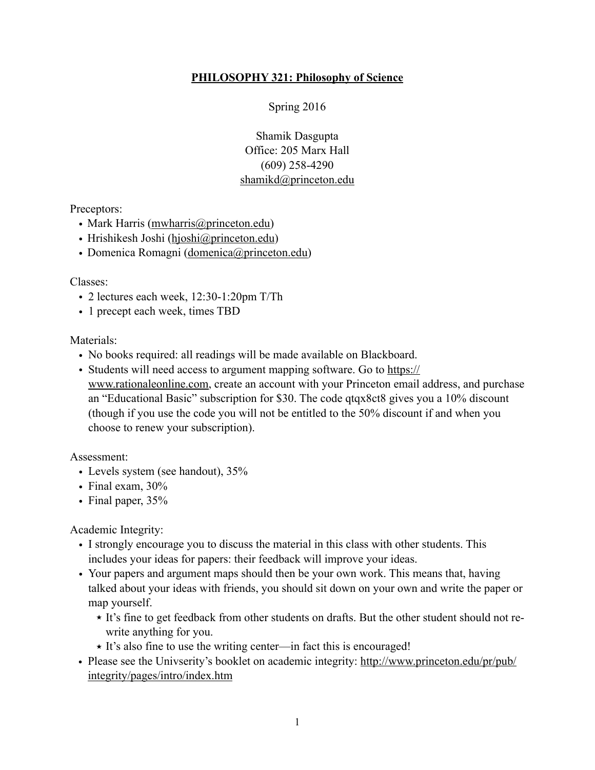# PHILOSOPHY 321: Philosophy of Science

Spring 2016

Shamik Dasgupta
Office: 205 Marx Hall
(609) 258-4290
shamikd@princeton.edu

Preceptors:

- Mark Harris (mwharris@princeton.edu)
- Hrishikesh Joshi (hjoshi@princeton.edu)
- Domenica Romagni (domenica@princeton.edu)

Classes:

- 2 lectures each week, 12:30-1:20pm T/Th
- 1 precept each week, times TBD

Materials:

- No books required: all readings will be made available on Blackboard.
- Students will need access to argument mapping software. Go to https://www.rationaleonline.com, create an account with your Princeton email address, and purchase an "Educational Basic" subscription for $30. The code qtqx8ct8 gives you a 10% discount (though if you use the code you will not be entitled to the 50% discount if and when you choose to renew your subscription).

Assessment:

- Levels system (see handout), 35%
- Final exam, 30%
- Final paper, 35%

Academic Integrity:

- I strongly encourage you to discuss the material in this class with other students. This includes your ideas for papers: their feedback will improve your ideas.
- Your papers and argument maps should then be your own work. This means that, having talked about your ideas with friends, you should sit down on your own and write the paper or map yourself.
  - It's fine to get feedback from other students on drafts. But the other student should not re-write anything for you.
  - It's also fine to use the writing center—in fact this is encouraged!
- Please see the Univserity's booklet on academic integrity: http://www.princeton.edu/pr/pub/integrity/pages/intro/index.htm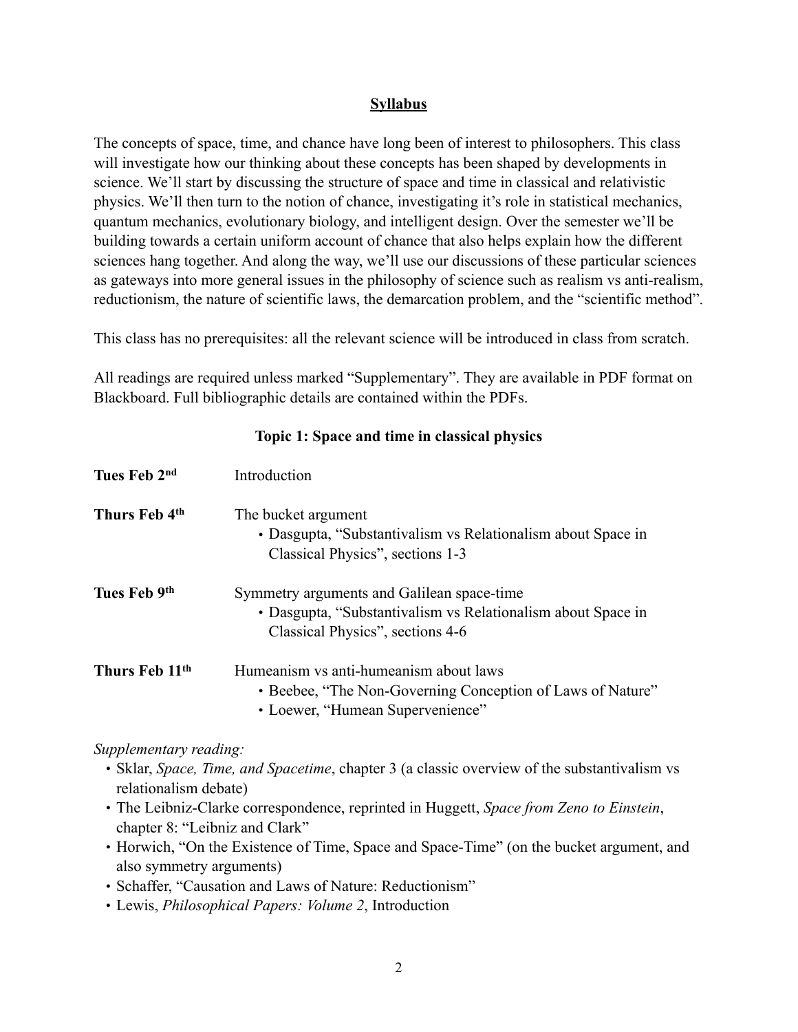## Syllabus

The concepts of space, time, and chance have long been of interest to philosophers. This class will investigate how our thinking about these concepts has been shaped by developments in science. We'll start by discussing the structure of space and time in classical and relativistic physics. We'll then turn to the notion of chance, investigating it's role in statistical mechanics, quantum mechanics, evolutionary biology, and intelligent design. Over the semester we'll be building towards a certain uniform account of chance that also helps explain how the different sciences hang together. And along the way, we'll use our discussions of these particular sciences as gateways into more general issues in the philosophy of science such as realism vs anti-realism, reductionism, the nature of scientific laws, the demarcation problem, and the "scientific method".

This class has no prerequisites: all the relevant science will be introduced in class from scratch.

All readings are required unless marked "Supplementary". They are available in PDF format on Blackboard. Full bibliographic details are contained within the PDFs.

### Topic 1: Space and time in classical physics

**Tues Feb 2nd** — Introduction

**Thurs Feb 4th** — The bucket argument
- Dasgupta, "Substantivalism vs Relationalism about Space in Classical Physics", sections 1-3

**Tues Feb 9th** — Symmetry arguments and Galilean space-time
- Dasgupta, "Substantivalism vs Relationalism about Space in Classical Physics", sections 4-6

**Thurs Feb 11th** — Humeanism vs anti-humeanism about laws
- Beebee, "The Non-Governing Conception of Laws of Nature"
- Loewer, "Humean Supervenience"

*Supplementary reading:*
- Sklar, *Space, Time, and Spacetime*, chapter 3 (a classic overview of the substantivalism vs relationalism debate)
- The Leibniz-Clarke correspondence, reprinted in Huggett, *Space from Zeno to Einstein*, chapter 8: "Leibniz and Clark"
- Horwich, "On the Existence of Time, Space and Space-Time" (on the bucket argument, and also symmetry arguments)
- Schaffer, "Causation and Laws of Nature: Reductionism"
- Lewis, *Philosophical Papers: Volume 2*, Introduction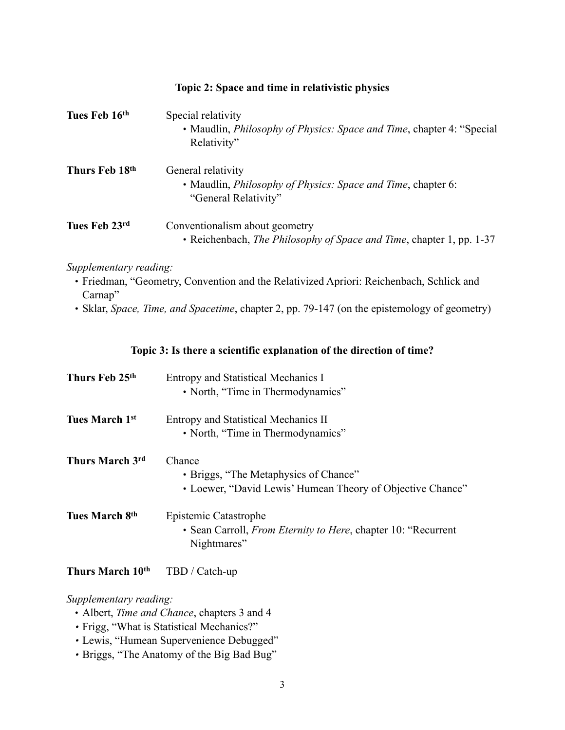### Topic 2: Space and time in relativistic physics

**Tues Feb 16th** Special relativity
- Maudlin, *Philosophy of Physics: Space and Time*, chapter 4: "Special Relativity"

**Thurs Feb 18th** General relativity
- Maudlin, *Philosophy of Physics: Space and Time*, chapter 6: "General Relativity"

**Tues Feb 23rd** Conventionalism about geometry
- Reichenbach, *The Philosophy of Space and Time*, chapter 1, pp. 1-37

*Supplementary reading:*
- Friedman, "Geometry, Convention and the Relativized Apriori: Reichenbach, Schlick and Carnap"
- Sklar, *Space, Time, and Spacetime*, chapter 2, pp. 79-147 (on the epistemology of geometry)

### Topic 3: Is there a scientific explanation of the direction of time?

**Thurs Feb 25th** Entropy and Statistical Mechanics I
- North, "Time in Thermodynamics"

**Tues March 1st** Entropy and Statistical Mechanics II
- North, "Time in Thermodynamics"

**Thurs March 3rd** Chance
- Briggs, "The Metaphysics of Chance"
- Loewer, "David Lewis' Humean Theory of Objective Chance"

**Tues March 8th** Epistemic Catastrophe
- Sean Carroll, *From Eternity to Here*, chapter 10: "Recurrent Nightmares"

**Thurs March 10th** TBD / Catch-up

*Supplementary reading:*
- Albert, *Time and Chance*, chapters 3 and 4
- Frigg, "What is Statistical Mechanics?"
- Lewis, "Humean Supervenience Debugged"
- Briggs, "The Anatomy of the Big Bad Bug"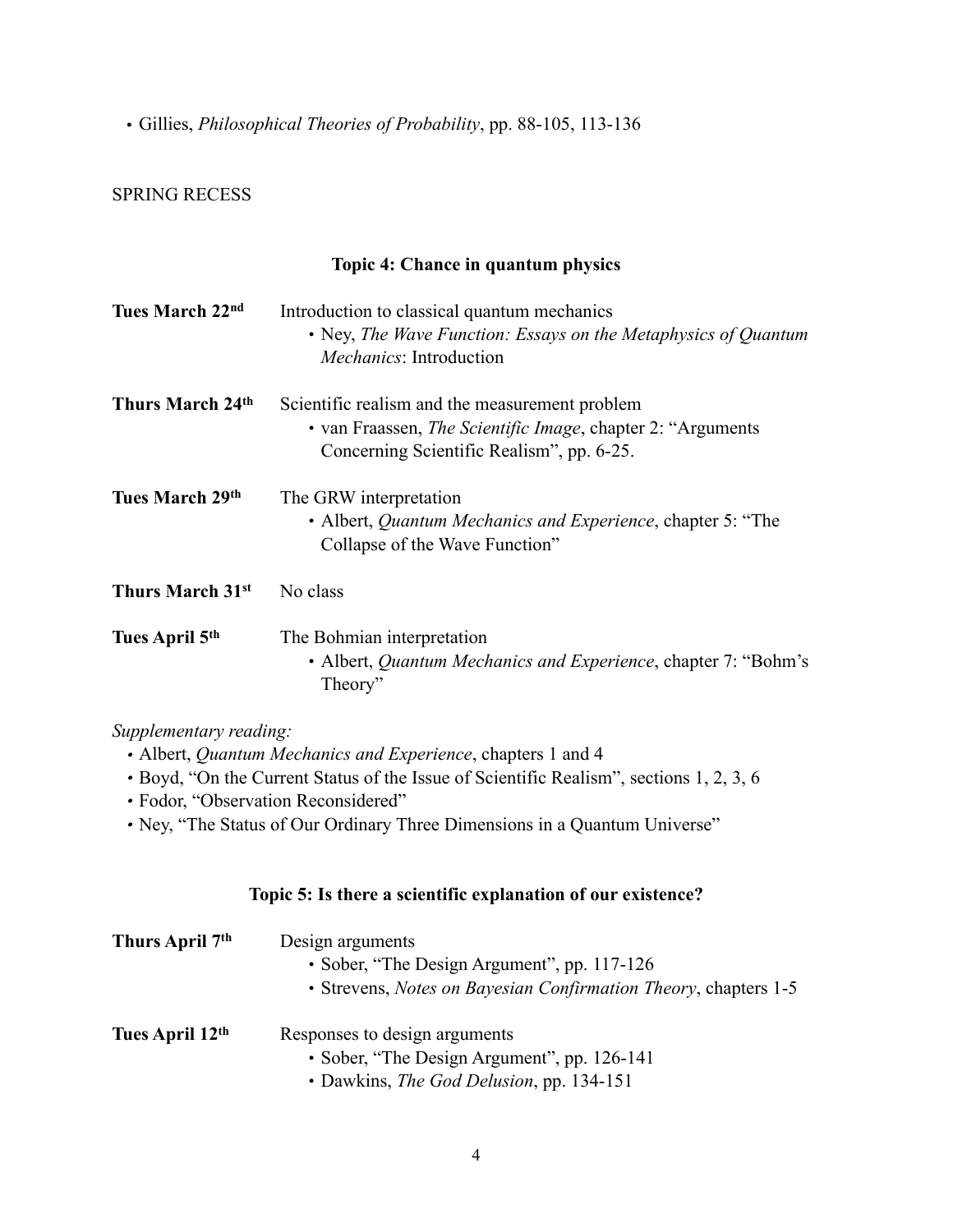- Gillies, *Philosophical Theories of Probability*, pp. 88-105, 113-136

SPRING RECESS

### Topic 4: Chance in quantum physics

**Tues March 22nd** Introduction to classical quantum mechanics
- Ney, *The Wave Function: Essays on the Metaphysics of Quantum Mechanics*: Introduction

**Thurs March 24th** Scientific realism and the measurement problem
- van Fraassen, *The Scientific Image*, chapter 2: "Arguments Concerning Scientific Realism", pp. 6-25.

**Tues March 29th** The GRW interpretation
- Albert, *Quantum Mechanics and Experience*, chapter 5: "The Collapse of the Wave Function"

**Thurs March 31st** No class

**Tues April 5th** The Bohmian interpretation
- Albert, *Quantum Mechanics and Experience*, chapter 7: "Bohm's Theory"

*Supplementary reading:*
- Albert, *Quantum Mechanics and Experience*, chapters 1 and 4
- Boyd, "On the Current Status of the Issue of Scientific Realism", sections 1, 2, 3, 6
- Fodor, "Observation Reconsidered"
- Ney, "The Status of Our Ordinary Three Dimensions in a Quantum Universe"

### Topic 5: Is there a scientific explanation of our existence?

**Thurs April 7th** Design arguments
- Sober, "The Design Argument", pp. 117-126
- Strevens, *Notes on Bayesian Confirmation Theory*, chapters 1-5

**Tues April 12th** Responses to design arguments
- Sober, "The Design Argument", pp. 126-141
- Dawkins, *The God Delusion*, pp. 134-151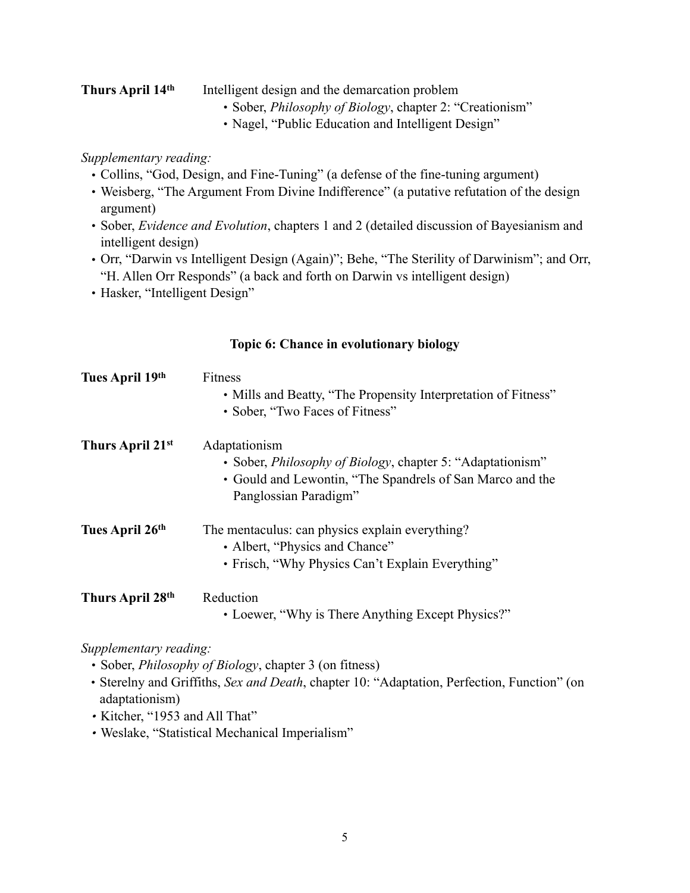**Thurs April 14th** Intelligent design and the demarcation problem

- Sober, *Philosophy of Biology*, chapter 2: "Creationism"
- Nagel, "Public Education and Intelligent Design"

*Supplementary reading:*

- Collins, "God, Design, and Fine-Tuning" (a defense of the fine-tuning argument)
- Weisberg, "The Argument From Divine Indifference" (a putative refutation of the design argument)
- Sober, *Evidence and Evolution*, chapters 1 and 2 (detailed discussion of Bayesianism and intelligent design)
- Orr, "Darwin vs Intelligent Design (Again)"; Behe, "The Sterility of Darwinism"; and Orr, "H. Allen Orr Responds" (a back and forth on Darwin vs intelligent design)
- Hasker, "Intelligent Design"

### Topic 6: Chance in evolutionary biology

**Tues April 19th** Fitness

- Mills and Beatty, "The Propensity Interpretation of Fitness"
- Sober, "Two Faces of Fitness"

**Thurs April 21st** Adaptationism

- Sober, *Philosophy of Biology*, chapter 5: "Adaptationism"
- Gould and Lewontin, "The Spandrels of San Marco and the Panglossian Paradigm"

**Tues April 26th** The mentaculus: can physics explain everything?

- Albert, "Physics and Chance"
- Frisch, "Why Physics Can't Explain Everything"

**Thurs April 28th** Reduction

- Loewer, "Why is There Anything Except Physics?"

*Supplementary reading:*

- Sober, *Philosophy of Biology*, chapter 3 (on fitness)
- Sterelny and Griffiths, *Sex and Death*, chapter 10: "Adaptation, Perfection, Function" (on adaptationism)
- Kitcher, "1953 and All That"
- Weslake, "Statistical Mechanical Imperialism"